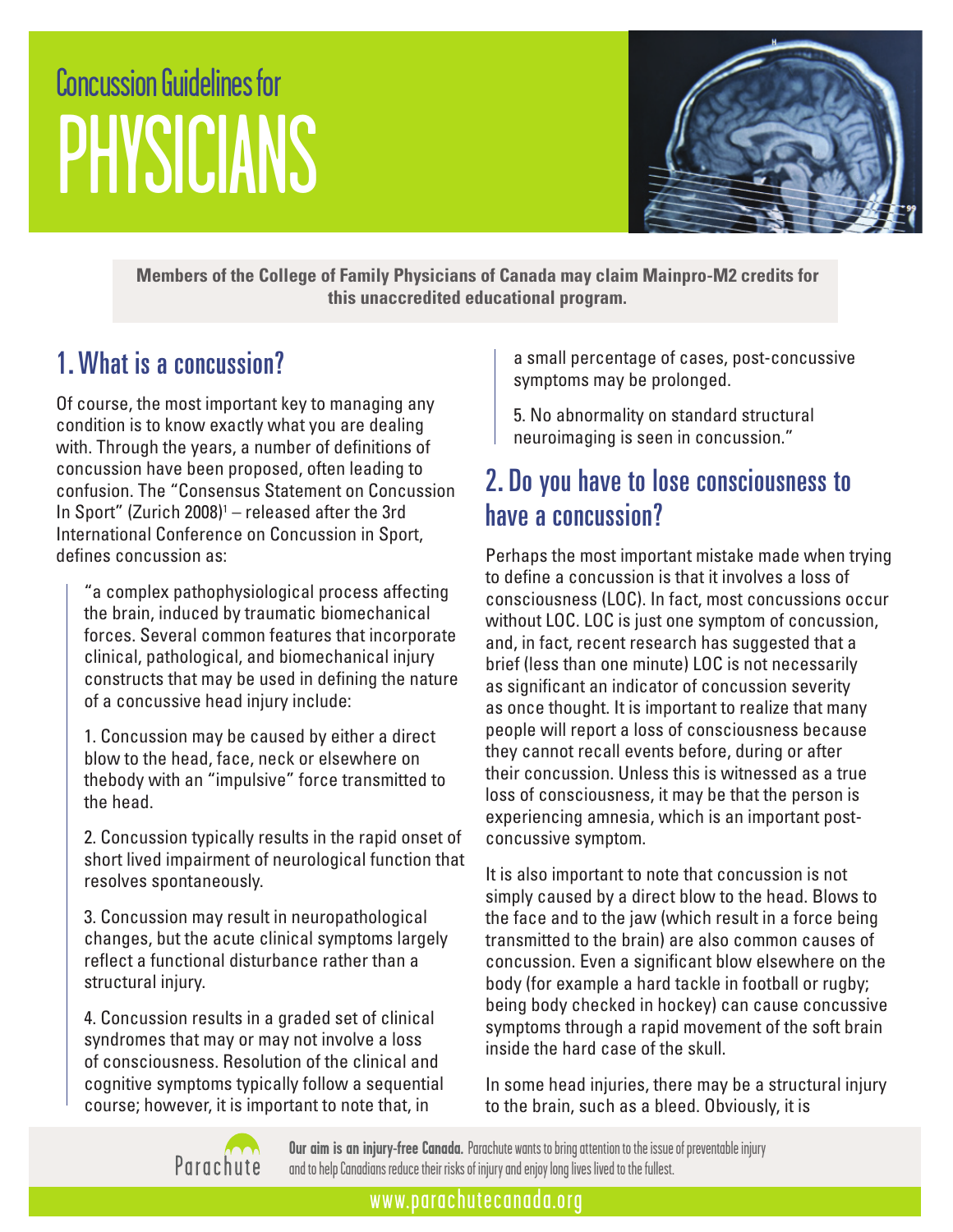# Concussion Guidelines for PHYSICIANS

**Members of the College of Family Physicians of Canada may claim Mainpro-M2 credits for this unaccredited educational program.**

## 1. What is a concussion?

Of course, the most important key to managing any condition is to know exactly what you are dealing with. Through the years, a number of definitions of concussion have been proposed, often leading to confusion. The "Consensus Statement on Concussion In Sport" (Zurich 2008)[1] – released after the 3rd International Conference on Concussion in Sport, defines concussion as:

> "a complex pathophysiological process affecting the brain, induced by traumatic biomechanical forces. Several common features that incorporate clinical, pathological, and biomechanical injury constructs that may be used in defining the nature of a concussive head injury include:
>
> 1. Concussion may be caused by either a direct blow to the head, face, neck or elsewhere on thebody with an "impulsive" force transmitted to the head.
>
> 2. Concussion typically results in the rapid onset of short lived impairment of neurological function that resolves spontaneously.
>
> 3. Concussion may result in neuropathological changes, but the acute clinical symptoms largely reflect a functional disturbance rather than a structural injury.
>
> 4. Concussion results in a graded set of clinical syndromes that may or may not involve a loss of consciousness. Resolution of the clinical and cognitive symptoms typically follow a sequential course; however, it is important to note that, in a small percentage of cases, post-concussive symptoms may be prolonged.
>
> 5. No abnormality on standard structural neuroimaging is seen in concussion."

## 2. Do you have to lose consciousness to have a concussion?

Perhaps the most important mistake made when trying to define a concussion is that it involves a loss of consciousness (LOC). In fact, most concussions occur without LOC. LOC is just one symptom of concussion, and, in fact, recent research has suggested that a brief (less than one minute) LOC is not necessarily as significant an indicator of concussion severity as once thought. It is important to realize that many people will report a loss of consciousness because they cannot recall events before, during or after their concussion. Unless this is witnessed as a true loss of consciousness, it may be that the person is experiencing amnesia, which is an important post-concussive symptom.

It is also important to note that concussion is not simply caused by a direct blow to the head. Blows to the face and to the jaw (which result in a force being transmitted to the brain) are also common causes of concussion. Even a significant blow elsewhere on the body (for example a hard tackle in football or rugby; being body checked in hockey) can cause concussive symptoms through a rapid movement of the soft brain inside the hard case of the skull.

In some head injuries, there may be a structural injury to the brain, such as a bleed. Obviously, it is

**Our aim is an injury-free Canada.** Parachute wants to bring attention to the issue of preventable injury and to help Canadians reduce their risks of injury and enjoy long lives lived to the fullest.

www.parachutecanada.org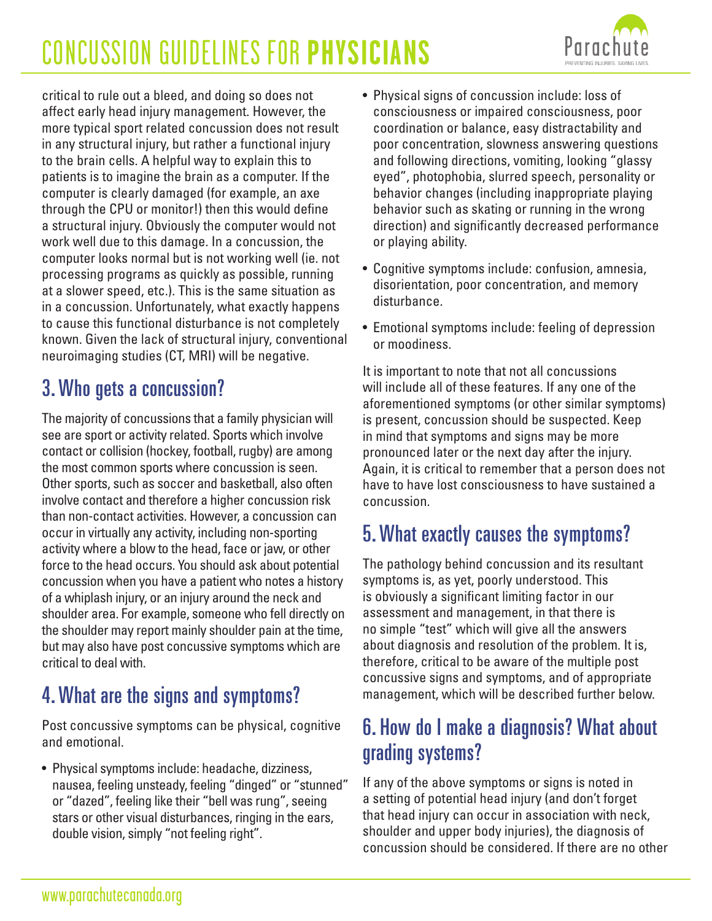critical to rule out a bleed, and doing so does not affect early head injury management. However, the more typical sport related concussion does not result in any structural injury, but rather a functional injury to the brain cells. A helpful way to explain this to patients is to imagine the brain as a computer. If the computer is clearly damaged (for example, an axe through the CPU or monitor!) then this would define a structural injury. Obviously the computer would not work well due to this damage. In a concussion, the computer looks normal but is not working well (ie. not processing programs as quickly as possible, running at a slower speed, etc.). This is the same situation as in a concussion. Unfortunately, what exactly happens to cause this functional disturbance is not completely known. Given the lack of structural injury, conventional neuroimaging studies (CT, MRI) will be negative.

## 3. Who gets a concussion?

The majority of concussions that a family physician will see are sport or activity related. Sports which involve contact or collision (hockey, football, rugby) are among the most common sports where concussion is seen. Other sports, such as soccer and basketball, also often involve contact and therefore a higher concussion risk than non-contact activities. However, a concussion can occur in virtually any activity, including non-sporting activity where a blow to the head, face or jaw, or other force to the head occurs. You should ask about potential concussion when you have a patient who notes a history of a whiplash injury, or an injury around the neck and shoulder area. For example, someone who fell directly on the shoulder may report mainly shoulder pain at the time, but may also have post concussive symptoms which are critical to deal with.

## 4. What are the signs and symptoms?

Post concussive symptoms can be physical, cognitive and emotional.

- Physical symptoms include: headache, dizziness, nausea, feeling unsteady, feeling "dinged" or "stunned" or "dazed", feeling like their "bell was rung", seeing stars or other visual disturbances, ringing in the ears, double vision, simply "not feeling right".
- Physical signs of concussion include: loss of consciousness or impaired consciousness, poor coordination or balance, easy distractability and poor concentration, slowness answering questions and following directions, vomiting, looking "glassy eyed", photophobia, slurred speech, personality or behavior changes (including inappropriate playing behavior such as skating or running in the wrong direction) and significantly decreased performance or playing ability.
- Cognitive symptoms include: confusion, amnesia, disorientation, poor concentration, and memory disturbance.
- Emotional symptoms include: feeling of depression or moodiness.

It is important to note that not all concussions will include all of these features. If any one of the aforementioned symptoms (or other similar symptoms) is present, concussion should be suspected. Keep in mind that symptoms and signs may be more pronounced later or the next day after the injury. Again, it is critical to remember that a person does not have to have lost consciousness to have sustained a concussion.

## 5. What exactly causes the symptoms?

The pathology behind concussion and its resultant symptoms is, as yet, poorly understood. This is obviously a significant limiting factor in our assessment and management, in that there is no simple "test" which will give all the answers about diagnosis and resolution of the problem. It is, therefore, critical to be aware of the multiple post concussive signs and symptoms, and of appropriate management, which will be described further below.

## 6. How do I make a diagnosis? What about grading systems?

If any of the above symptoms or signs is noted in a setting of potential head injury (and don't forget that head injury can occur in association with neck, shoulder and upper body injuries), the diagnosis of concussion should be considered. If there are no other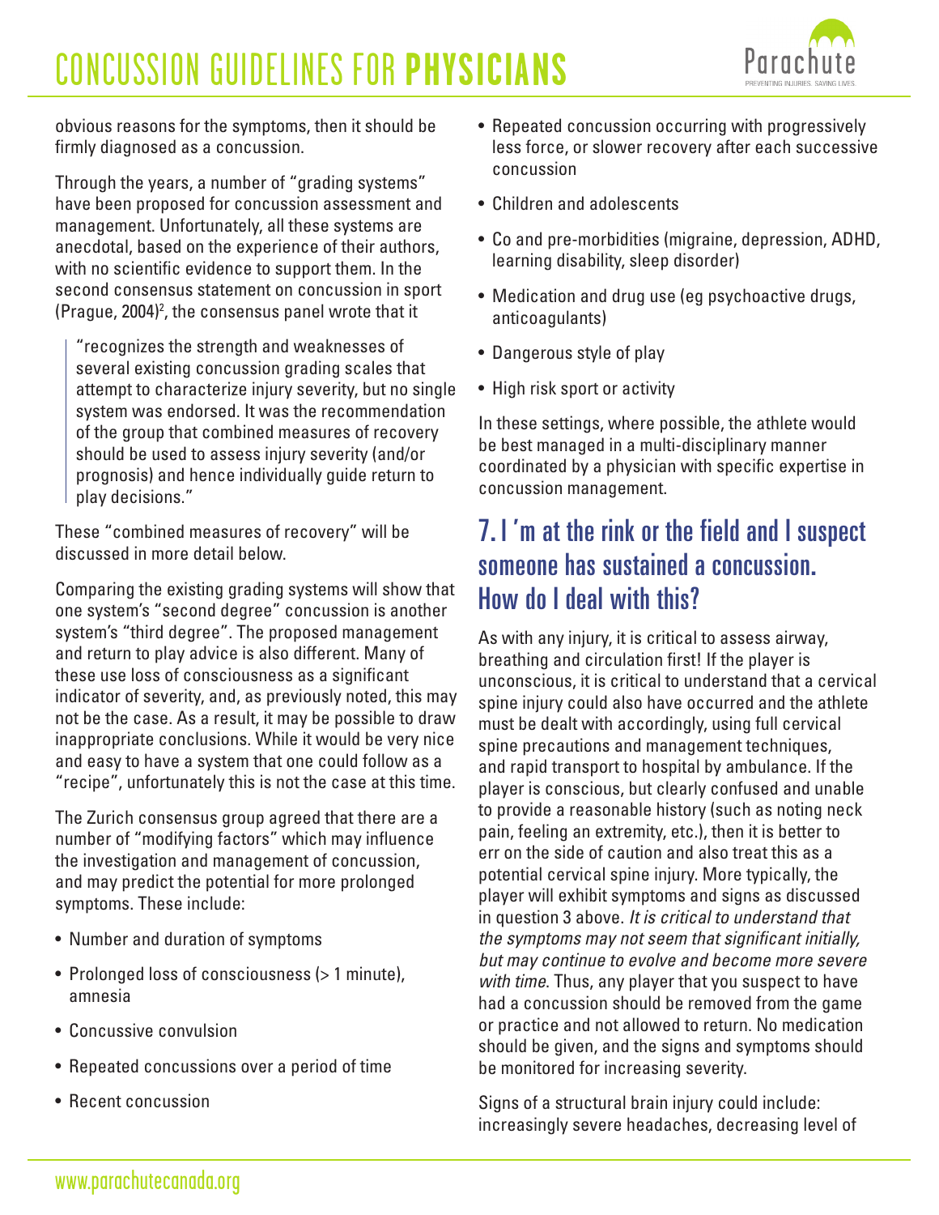obvious reasons for the symptoms, then it should be firmly diagnosed as a concussion.

Through the years, a number of "grading systems" have been proposed for concussion assessment and management. Unfortunately, all these systems are anecdotal, based on the experience of their authors, with no scientific evidence to support them. In the second consensus statement on concussion in sport (Prague, 2004)[2], the consensus panel wrote that it

> "recognizes the strength and weaknesses of several existing concussion grading scales that attempt to characterize injury severity, but no single system was endorsed. It was the recommendation of the group that combined measures of recovery should be used to assess injury severity (and/or prognosis) and hence individually guide return to play decisions."

These "combined measures of recovery" will be discussed in more detail below.

Comparing the existing grading systems will show that one system's "second degree" concussion is another system's "third degree". The proposed management and return to play advice is also different. Many of these use loss of consciousness as a significant indicator of severity, and, as previously noted, this may not be the case. As a result, it may be possible to draw inappropriate conclusions. While it would be very nice and easy to have a system that one could follow as a "recipe", unfortunately this is not the case at this time.

The Zurich consensus group agreed that there are a number of "modifying factors" which may influence the investigation and management of concussion, and may predict the potential for more prolonged symptoms. These include:

- Number and duration of symptoms
- Prolonged loss of consciousness (> 1 minute), amnesia
- Concussive convulsion
- Repeated concussions over a period of time
- Recent concussion
- Repeated concussion occurring with progressively less force, or slower recovery after each successive concussion
- Children and adolescents
- Co and pre-morbidities (migraine, depression, ADHD, learning disability, sleep disorder)
- Medication and drug use (eg psychoactive drugs, anticoagulants)
- Dangerous style of play
- High risk sport or activity

In these settings, where possible, the athlete would be best managed in a multi-disciplinary manner coordinated by a physician with specific expertise in concussion management.

## 7. I'm at the rink or the field and I suspect someone has sustained a concussion. How do I deal with this?

As with any injury, it is critical to assess airway, breathing and circulation first! If the player is unconscious, it is critical to understand that a cervical spine injury could also have occurred and the athlete must be dealt with accordingly, using full cervical spine precautions and management techniques, and rapid transport to hospital by ambulance. If the player is conscious, but clearly confused and unable to provide a reasonable history (such as noting neck pain, feeling an extremity, etc.), then it is better to err on the side of caution and also treat this as a potential cervical spine injury. More typically, the player will exhibit symptoms and signs as discussed in question 3 above. *It is critical to understand that the symptoms may not seem that significant initially, but may continue to evolve and become more severe with time*. Thus, any player that you suspect to have had a concussion should be removed from the game or practice and not allowed to return. No medication should be given, and the signs and symptoms should be monitored for increasing severity.

Signs of a structural brain injury could include: increasingly severe headaches, decreasing level of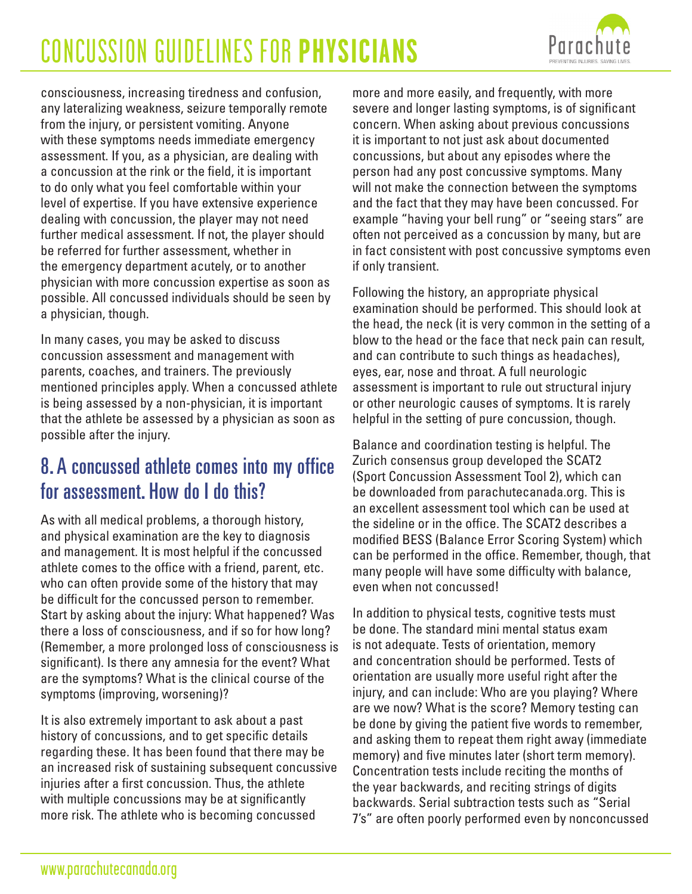consciousness, increasing tiredness and confusion, any lateralizing weakness, seizure temporally remote from the injury, or persistent vomiting. Anyone with these symptoms needs immediate emergency assessment. If you, as a physician, are dealing with a concussion at the rink or the field, it is important to do only what you feel comfortable within your level of expertise. If you have extensive experience dealing with concussion, the player may not need further medical assessment. If not, the player should be referred for further assessment, whether in the emergency department acutely, or to another physician with more concussion expertise as soon as possible. All concussed individuals should be seen by a physician, though.

In many cases, you may be asked to discuss concussion assessment and management with parents, coaches, and trainers. The previously mentioned principles apply. When a concussed athlete is being assessed by a non-physician, it is important that the athlete be assessed by a physician as soon as possible after the injury.

## 8. A concussed athlete comes into my office for assessment. How do I do this?

As with all medical problems, a thorough history, and physical examination are the key to diagnosis and management. It is most helpful if the concussed athlete comes to the office with a friend, parent, etc. who can often provide some of the history that may be difficult for the concussed person to remember. Start by asking about the injury: What happened? Was there a loss of consciousness, and if so for how long? (Remember, a more prolonged loss of consciousness is significant). Is there any amnesia for the event? What are the symptoms? What is the clinical course of the symptoms (improving, worsening)?

It is also extremely important to ask about a past history of concussions, and to get specific details regarding these. It has been found that there may be an increased risk of sustaining subsequent concussive injuries after a first concussion. Thus, the athlete with multiple concussions may be at significantly more risk. The athlete who is becoming concussed more and more easily, and frequently, with more severe and longer lasting symptoms, is of significant concern. When asking about previous concussions it is important to not just ask about documented concussions, but about any episodes where the person had any post concussive symptoms. Many will not make the connection between the symptoms and the fact that they may have been concussed. For example "having your bell rung" or "seeing stars" are often not perceived as a concussion by many, but are in fact consistent with post concussive symptoms even if only transient.

Following the history, an appropriate physical examination should be performed. This should look at the head, the neck (it is very common in the setting of a blow to the head or the face that neck pain can result, and can contribute to such things as headaches), eyes, ear, nose and throat. A full neurologic assessment is important to rule out structural injury or other neurologic causes of symptoms. It is rarely helpful in the setting of pure concussion, though.

Balance and coordination testing is helpful. The Zurich consensus group developed the SCAT2 (Sport Concussion Assessment Tool 2), which can be downloaded from parachutecanada.org. This is an excellent assessment tool which can be used at the sideline or in the office. The SCAT2 describes a modified BESS (Balance Error Scoring System) which can be performed in the office. Remember, though, that many people will have some difficulty with balance, even when not concussed!

In addition to physical tests, cognitive tests must be done. The standard mini mental status exam is not adequate. Tests of orientation, memory and concentration should be performed. Tests of orientation are usually more useful right after the injury, and can include: Who are you playing? Where are we now? What is the score? Memory testing can be done by giving the patient five words to remember, and asking them to repeat them right away (immediate memory) and five minutes later (short term memory). Concentration tests include reciting the months of the year backwards, and reciting strings of digits backwards. Serial subtraction tests such as "Serial 7's" are often poorly performed even by nonconcussed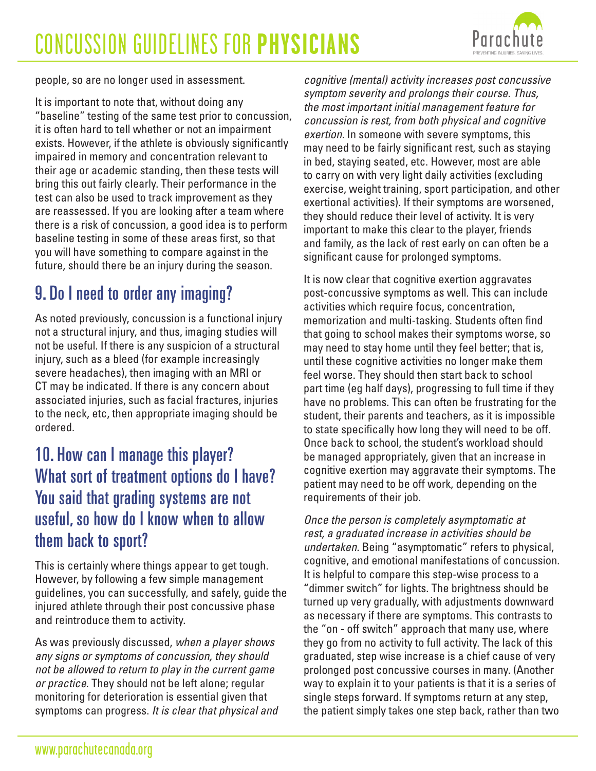people, so are no longer used in assessment.

It is important to note that, without doing any "baseline" testing of the same test prior to concussion, it is often hard to tell whether or not an impairment exists. However, if the athlete is obviously significantly impaired in memory and concentration relevant to their age or academic standing, then these tests will bring this out fairly clearly. Their performance in the test can also be used to track improvement as they are reassessed. If you are looking after a team where there is a risk of concussion, a good idea is to perform baseline testing in some of these areas first, so that you will have something to compare against in the future, should there be an injury during the season.

## 9. Do I need to order any imaging?

As noted previously, concussion is a functional injury not a structural injury, and thus, imaging studies will not be useful. If there is any suspicion of a structural injury, such as a bleed (for example increasingly severe headaches), then imaging with an MRI or CT may be indicated. If there is any concern about associated injuries, such as facial fractures, injuries to the neck, etc, then appropriate imaging should be ordered.

## 10. How can I manage this player? What sort of treatment options do I have? You said that grading systems are not useful, so how do I know when to allow them back to sport?

This is certainly where things appear to get tough. However, by following a few simple management guidelines, you can successfully, and safely, guide the injured athlete through their post concussive phase and reintroduce them to activity.

As was previously discussed, *when a player shows any signs or symptoms of concussion, they should not be allowed to return to play in the current game or practice*. They should not be left alone; regular monitoring for deterioration is essential given that symptoms can progress. *It is clear that physical and cognitive (mental) activity increases post concussive symptom severity and prolongs their course. Thus, the most important initial management feature for concussion is rest, from both physical and cognitive exertion.* In someone with severe symptoms, this may need to be fairly significant rest, such as staying in bed, staying seated, etc. However, most are able to carry on with very light daily activities (excluding exercise, weight training, sport participation, and other exertional activities). If their symptoms are worsened, they should reduce their level of activity. It is very important to make this clear to the player, friends and family, as the lack of rest early on can often be a significant cause for prolonged symptoms.

It is now clear that cognitive exertion aggravates post-concussive symptoms as well. This can include activities which require focus, concentration, memorization and multi-tasking. Students often find that going to school makes their symptoms worse, so may need to stay home until they feel better; that is, until these cognitive activities no longer make them feel worse. They should then start back to school part time (eg half days), progressing to full time if they have no problems. This can often be frustrating for the student, their parents and teachers, as it is impossible to state specifically how long they will need to be off. Once back to school, the student's workload should be managed appropriately, given that an increase in cognitive exertion may aggravate their symptoms. The patient may need to be off work, depending on the requirements of their job.

*Once the person is completely asymptomatic at rest, a graduated increase in activities should be undertaken*. Being "asymptomatic" refers to physical, cognitive, and emotional manifestations of concussion. It is helpful to compare this step-wise process to a "dimmer switch" for lights. The brightness should be turned up very gradually, with adjustments downward as necessary if there are symptoms. This contrasts to the "on - off switch" approach that many use, where they go from no activity to full activity. The lack of this graduated, step wise increase is a chief cause of very prolonged post concussive courses in many. (Another way to explain it to your patients is that it is a series of single steps forward. If symptoms return at any step, the patient simply takes one step back, rather than two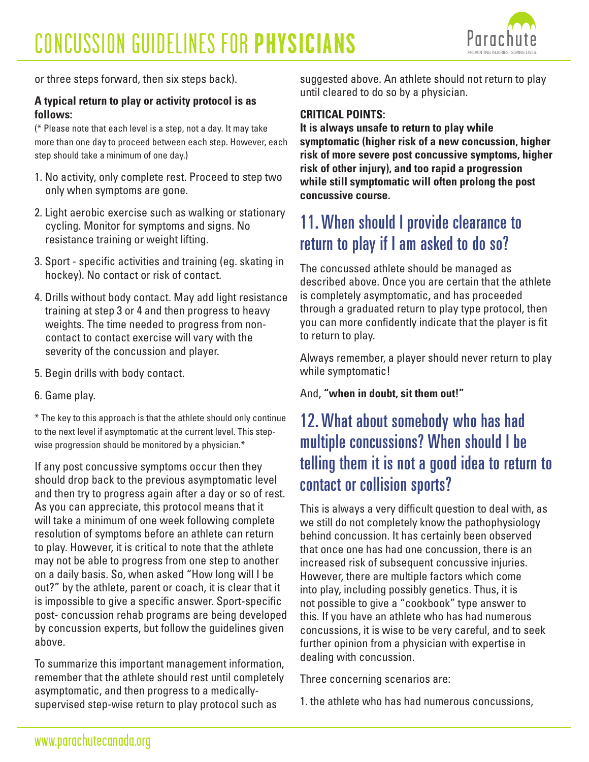or three steps forward, then six steps back).

**A typical return to play or activity protocol is as follows:**

(* Please note that each level is a step, not a day. It may take more than one day to proceed between each step. However, each step should take a minimum of one day.)

1. No activity, only complete rest. Proceed to step two only when symptoms are gone.
2. Light aerobic exercise such as walking or stationary cycling. Monitor for symptoms and signs. No resistance training or weight lifting.
3. Sport - specific activities and training (eg. skating in hockey). No contact or risk of contact.
4. Drills without body contact. May add light resistance training at step 3 or 4 and then progress to heavy weights. The time needed to progress from non-contact to contact exercise will vary with the severity of the concussion and player.
5. Begin drills with body contact.
6. Game play.

* The key to this approach is that the athlete should only continue to the next level if asymptomatic at the current level. This step-wise progression should be monitored by a physician.*

If any post concussive symptoms occur then they should drop back to the previous asymptomatic level and then try to progress again after a day or so of rest. As you can appreciate, this protocol means that it will take a minimum of one week following complete resolution of symptoms before an athlete can return to play. However, it is critical to note that the athlete may not be able to progress from one step to another on a daily basis. So, when asked "How long will I be out?" by the athlete, parent or coach, it is clear that it is impossible to give a specific answer. Sport-specific post- concussion rehab programs are being developed by concussion experts, but follow the guidelines given above.

To summarize this important management information, remember that the athlete should rest until completely asymptomatic, and then progress to a medically-supervised step-wise return to play protocol such as suggested above. An athlete should not return to play until cleared to do so by a physician.

**CRITICAL POINTS:**

**It is always unsafe to return to play while symptomatic (higher risk of a new concussion, higher risk of more severe post concussive symptoms, higher risk of other injury), and too rapid a progression while still symptomatic will often prolong the post concussive course.**

## 11. When should I provide clearance to return to play if I am asked to do so?

The concussed athlete should be managed as described above. Once you are certain that the athlete is completely asymptomatic, and has proceeded through a graduated return to play type protocol, then you can more confidently indicate that the player is fit to return to play.

Always remember, a player should never return to play while symptomatic!

And, **"when in doubt, sit them out!"**

## 12. What about somebody who has had multiple concussions? When should I be telling them it is not a good idea to return to contact or collision sports?

This is always a very difficult question to deal with, as we still do not completely know the pathophysiology behind concussion. It has certainly been observed that once one has had one concussion, there is an increased risk of subsequent concussive injuries. However, there are multiple factors which come into play, including possibly genetics. Thus, it is not possible to give a "cookbook" type answer to this. If you have an athlete who has had numerous concussions, it is wise to be very careful, and to seek further opinion from a physician with expertise in dealing with concussion.

Three concerning scenarios are:

1. the athlete who has had numerous concussions,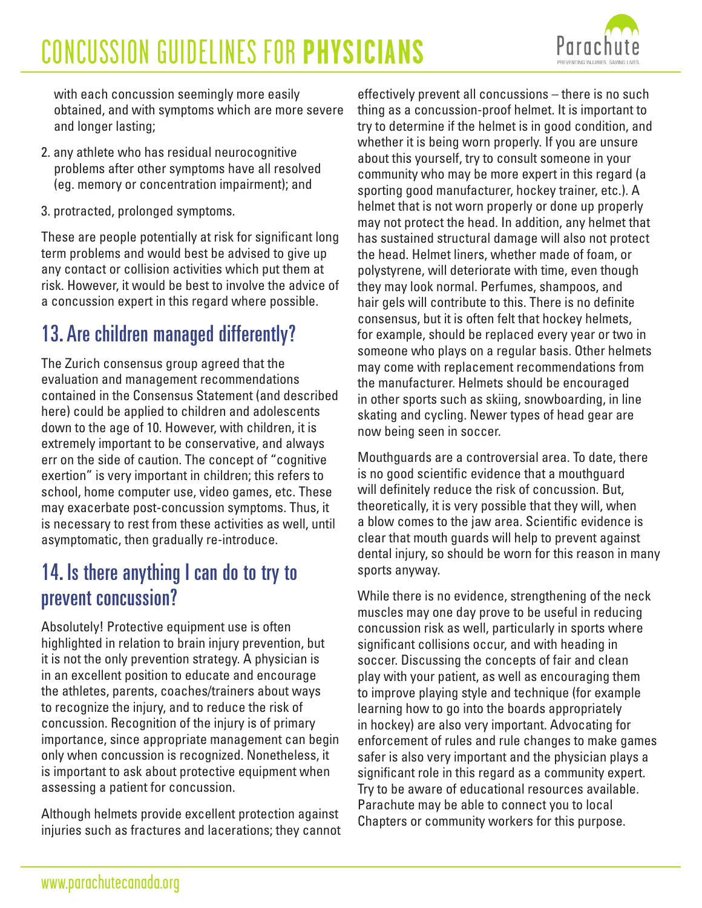with each concussion seemingly more easily obtained, and with symptoms which are more severe and longer lasting;

2. any athlete who has residual neurocognitive problems after other symptoms have all resolved (eg. memory or concentration impairment); and
3. protracted, prolonged symptoms.

These are people potentially at risk for significant long term problems and would best be advised to give up any contact or collision activities which put them at risk. However, it would be best to involve the advice of a concussion expert in this regard where possible.

## 13. Are children managed differently?

The Zurich consensus group agreed that the evaluation and management recommendations contained in the Consensus Statement (and described here) could be applied to children and adolescents down to the age of 10. However, with children, it is extremely important to be conservative, and always err on the side of caution. The concept of "cognitive exertion" is very important in children; this refers to school, home computer use, video games, etc. These may exacerbate post-concussion symptoms. Thus, it is necessary to rest from these activities as well, until asymptomatic, then gradually re-introduce.

## 14. Is there anything I can do to try to prevent concussion?

Absolutely! Protective equipment use is often highlighted in relation to brain injury prevention, but it is not the only prevention strategy. A physician is in an excellent position to educate and encourage the athletes, parents, coaches/trainers about ways to recognize the injury, and to reduce the risk of concussion. Recognition of the injury is of primary importance, since appropriate management can begin only when concussion is recognized. Nonetheless, it is important to ask about protective equipment when assessing a patient for concussion.

Although helmets provide excellent protection against injuries such as fractures and lacerations; they cannot effectively prevent all concussions – there is no such thing as a concussion-proof helmet. It is important to try to determine if the helmet is in good condition, and whether it is being worn properly. If you are unsure about this yourself, try to consult someone in your community who may be more expert in this regard (a sporting good manufacturer, hockey trainer, etc.). A helmet that is not worn properly or done up properly may not protect the head. In addition, any helmet that has sustained structural damage will also not protect the head. Helmet liners, whether made of foam, or polystyrene, will deteriorate with time, even though they may look normal. Perfumes, shampoos, and hair gels will contribute to this. There is no definite consensus, but it is often felt that hockey helmets, for example, should be replaced every year or two in someone who plays on a regular basis. Other helmets may come with replacement recommendations from the manufacturer. Helmets should be encouraged in other sports such as skiing, snowboarding, in line skating and cycling. Newer types of head gear are now being seen in soccer.

Mouthguards are a controversial area. To date, there is no good scientific evidence that a mouthguard will definitely reduce the risk of concussion. But, theoretically, it is very possible that they will, when a blow comes to the jaw area. Scientific evidence is clear that mouth guards will help to prevent against dental injury, so should be worn for this reason in many sports anyway.

While there is no evidence, strengthening of the neck muscles may one day prove to be useful in reducing concussion risk as well, particularly in sports where significant collisions occur, and with heading in soccer. Discussing the concepts of fair and clean play with your patient, as well as encouraging them to improve playing style and technique (for example learning how to go into the boards appropriately in hockey) are also very important. Advocating for enforcement of rules and rule changes to make games safer is also very important and the physician plays a significant role in this regard as a community expert. Try to be aware of educational resources available. Parachute may be able to connect you to local Chapters or community workers for this purpose.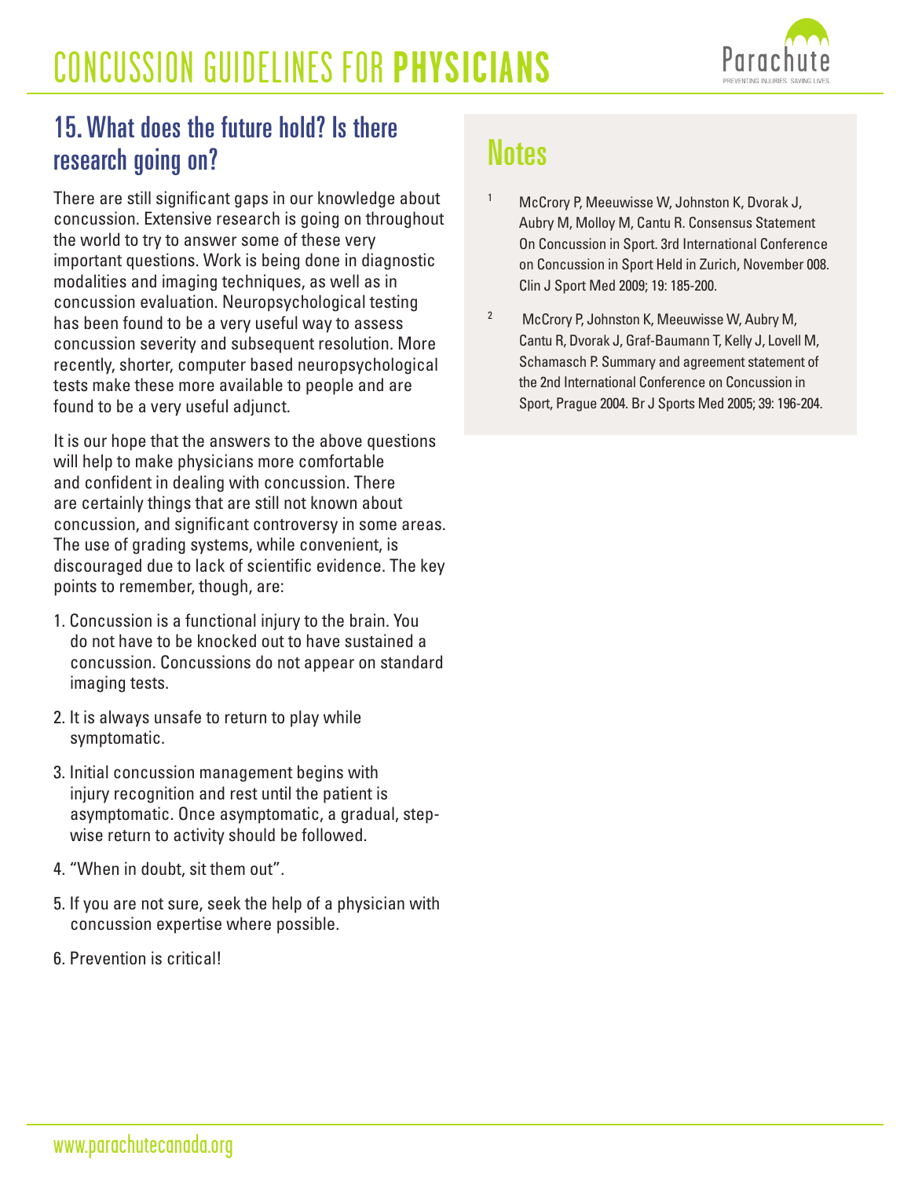## 15. What does the future hold? Is there research going on?

There are still significant gaps in our knowledge about concussion. Extensive research is going on throughout the world to try to answer some of these very important questions. Work is being done in diagnostic modalities and imaging techniques, as well as in concussion evaluation. Neuropsychological testing has been found to be a very useful way to assess concussion severity and subsequent resolution. More recently, shorter, computer based neuropsychological tests make these more available to people and are found to be a very useful adjunct.

It is our hope that the answers to the above questions will help to make physicians more comfortable and confident in dealing with concussion. There are certainly things that are still not known about concussion, and significant controversy in some areas. The use of grading systems, while convenient, is discouraged due to lack of scientific evidence. The key points to remember, though, are:

1. Concussion is a functional injury to the brain. You do not have to be knocked out to have sustained a concussion. Concussions do not appear on standard imaging tests.
2. It is always unsafe to return to play while symptomatic.
3. Initial concussion management begins with injury recognition and rest until the patient is asymptomatic. Once asymptomatic, a gradual, step-wise return to activity should be followed.
4. "When in doubt, sit them out".
5. If you are not sure, seek the help of a physician with concussion expertise where possible.
6. Prevention is critical!

## Notes

[1] McCrory P, Meeuwisse W, Johnston K, Dvorak J, Aubry M, Molloy M, Cantu R. Consensus Statement On Concussion in Sport. 3rd International Conference on Concussion in Sport Held in Zurich, November 008. Clin J Sport Med 2009; 19: 185-200.

[2] McCrory P, Johnston K, Meeuwisse W, Aubry M, Cantu R, Dvorak J, Graf-Baumann T, Kelly J, Lovell M, Schamasch P. Summary and agreement statement of the 2nd International Conference on Concussion in Sport, Prague 2004. Br J Sports Med 2005; 39: 196-204.